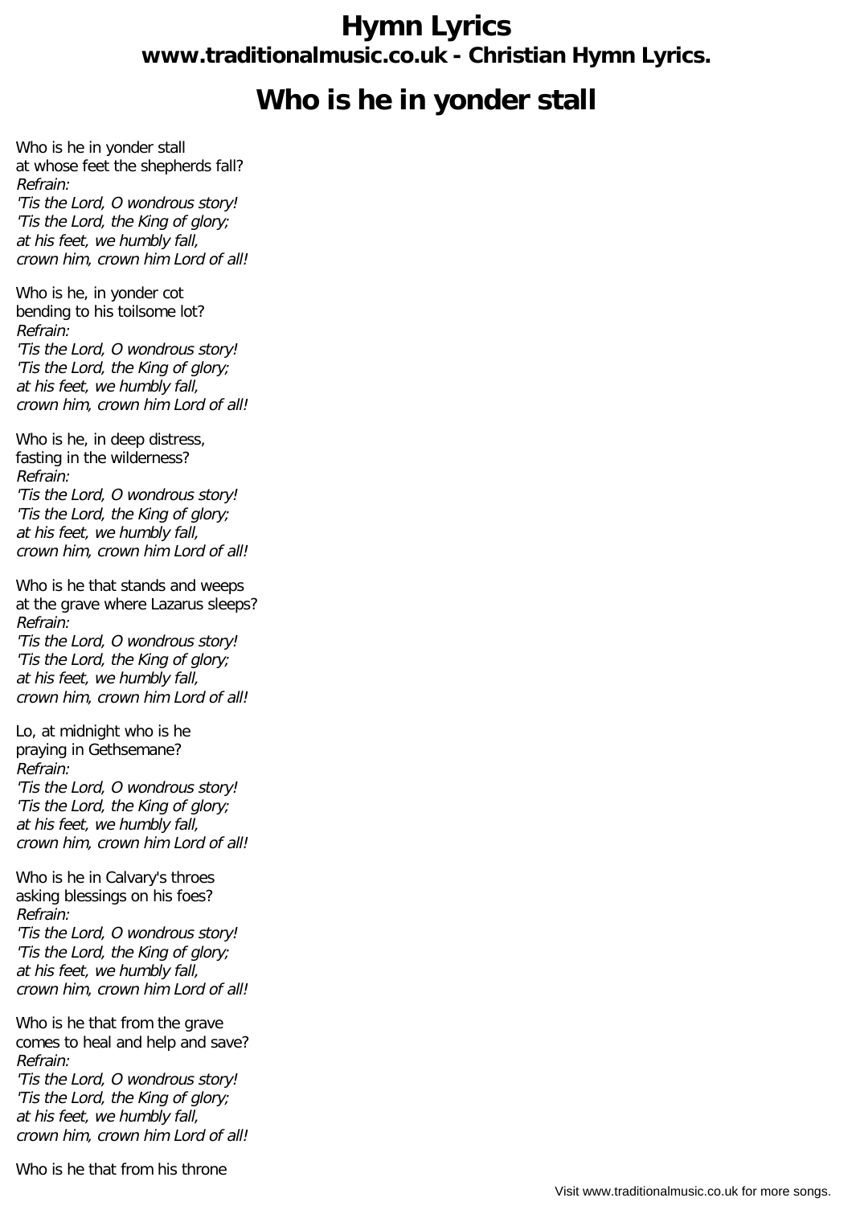# Hymn Lyrics

## www.traditionalmusic.co.uk - Christian Hymn Lyrics.

# Who is he in yonder stall

Who is he in yonder stall
at whose feet the shepherds fall?
*Refrain:*
*'Tis the Lord, O wondrous story!*
*'Tis the Lord, the King of glory;*
*at his feet, we humbly fall,*
*crown him, crown him Lord of all!*

Who is he, in yonder cot
bending to his toilsome lot?
*Refrain:*
*'Tis the Lord, O wondrous story!*
*'Tis the Lord, the King of glory;*
*at his feet, we humbly fall,*
*crown him, crown him Lord of all!*

Who is he, in deep distress,
fasting in the wilderness?
*Refrain:*
*'Tis the Lord, O wondrous story!*
*'Tis the Lord, the King of glory;*
*at his feet, we humbly fall,*
*crown him, crown him Lord of all!*

Who is he that stands and weeps
at the grave where Lazarus sleeps?
*Refrain:*
*'Tis the Lord, O wondrous story!*
*'Tis the Lord, the King of glory;*
*at his feet, we humbly fall,*
*crown him, crown him Lord of all!*

Lo, at midnight who is he
praying in Gethsemane?
*Refrain:*
*'Tis the Lord, O wondrous story!*
*'Tis the Lord, the King of glory;*
*at his feet, we humbly fall,*
*crown him, crown him Lord of all!*

Who is he in Calvary's throes
asking blessings on his foes?
*Refrain:*
*'Tis the Lord, O wondrous story!*
*'Tis the Lord, the King of glory;*
*at his feet, we humbly fall,*
*crown him, crown him Lord of all!*

Who is he that from the grave
comes to heal and help and save?
*Refrain:*
*'Tis the Lord, O wondrous story!*
*'Tis the Lord, the King of glory;*
*at his feet, we humbly fall,*
*crown him, crown him Lord of all!*

Who is he that from his throne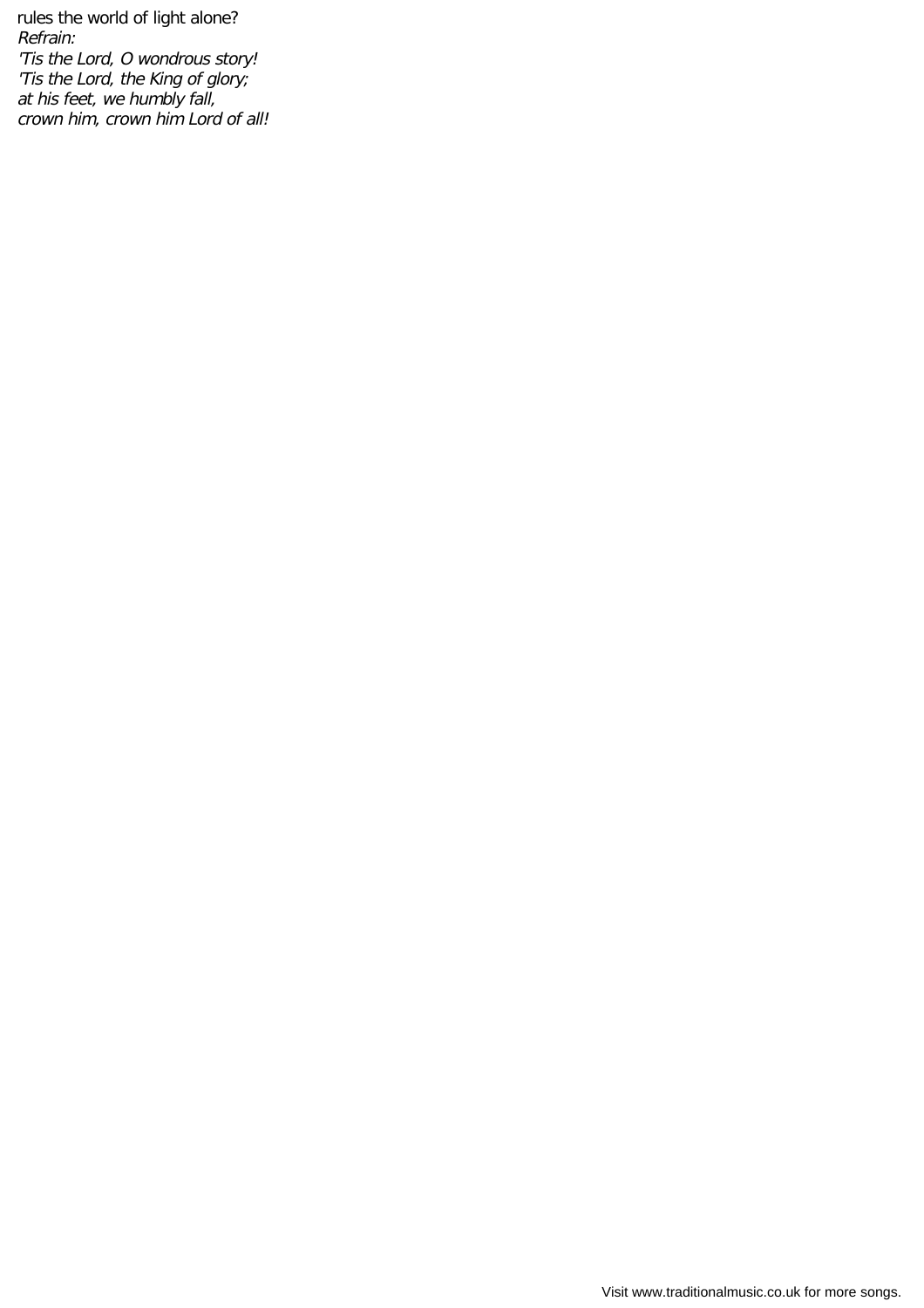rules the world of light alone?

*Refrain:*

*'Tis the Lord, O wondrous story!*  
*'Tis the Lord, the King of glory;*  
*at his feet, we humbly fall,*  
*crown him, crown him Lord of all!*